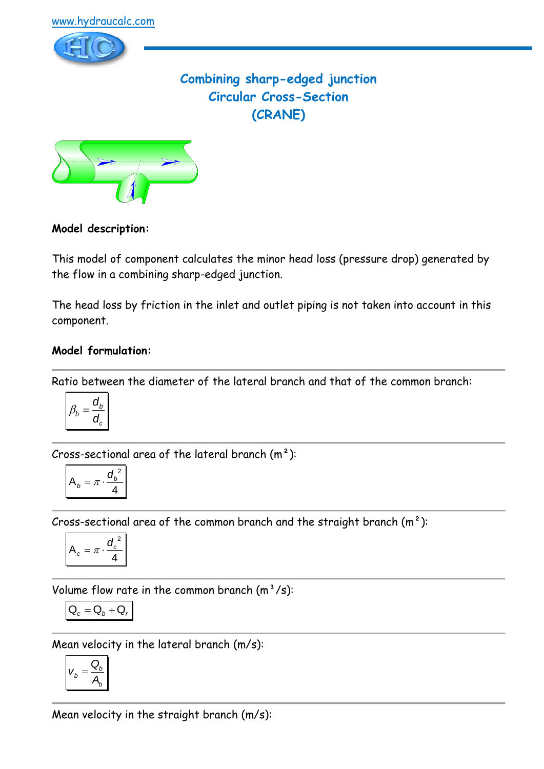www.hydraucalc.com

# Combining sharp-edged junction
# Circular Cross-Section
# (CRANE)

**Model description:**

This model of component calculates the minor head loss (pressure drop) generated by the flow in a combining sharp-edged junction.

The head loss by friction in the inlet and outlet piping is not taken into account in this component.

**Model formulation:**

---

Ratio between the diameter of the lateral branch and that of the common branch:

$$\beta_b = \frac{d_b}{d_c}$$

---

Cross-sectional area of the lateral branch (m²):

$$A_b = \pi \cdot \frac{d_b^{\,2}}{4}$$

---

Cross-sectional area of the common branch and the straight branch (m²):

$$A_c = \pi \cdot \frac{d_c^{\,2}}{4}$$

---

Volume flow rate in the common branch (m³/s):

$$Q_c = Q_b + Q_r$$

---

Mean velocity in the lateral branch (m/s):

$$v_b = \frac{Q_b}{A_b}$$

---

Mean velocity in the straight branch (m/s):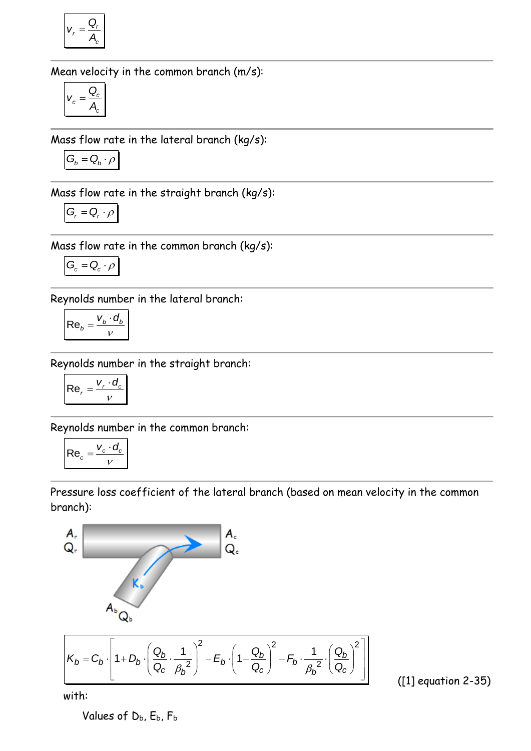$$v_r = \frac{Q_r}{A_c}$$

Mean velocity in the common branch (m/s):

$$v_c = \frac{Q_c}{A_c}$$

Mass flow rate in the lateral branch (kg/s):

$$G_b = Q_b \cdot \rho$$

Mass flow rate in the straight branch (kg/s):

$$G_r = Q_r \cdot \rho$$

Mass flow rate in the common branch (kg/s):

$$G_c = Q_c \cdot \rho$$

Reynolds number in the lateral branch:

$$\mathrm{Re}_b = \frac{v_b \cdot d_b}{\nu}$$

Reynolds number in the straight branch:

$$\mathrm{Re}_r = \frac{v_r \cdot d_c}{\nu}$$

Reynolds number in the common branch:

$$\mathrm{Re}_c = \frac{v_c \cdot d_c}{\nu}$$

Pressure loss coefficient of the lateral branch (based on mean velocity in the common branch):

$A_r$ $Q_r$

$A_c$ $Q_c$

$K_b$

$A_b$ $Q_b$

$$K_b = C_b \cdot \left[1 + D_b \cdot \left(\frac{Q_b}{Q_c} \cdot \frac{1}{{\beta_b}^2}\right)^2 - E_b \cdot \left(1 - \frac{Q_b}{Q_c}\right)^2 - F_b \cdot \frac{1}{{\beta_b}^2} \cdot \left(\frac{Q_b}{Q_c}\right)^2\right]$$

([1] equation 2-35)

with:

Values of $D_b$, $E_b$, $F_b$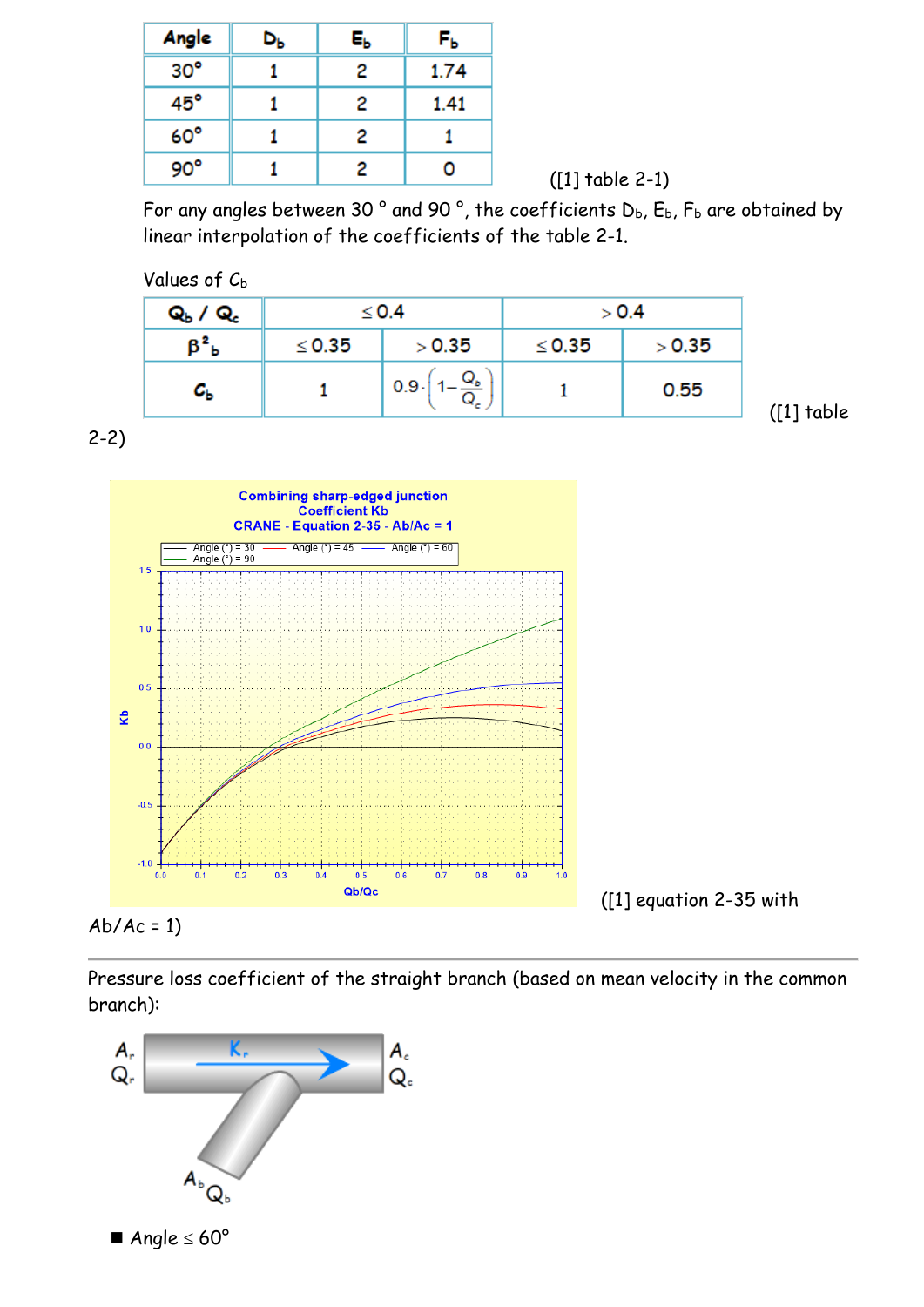| Angle | $D_b$ | $E_b$ | $F_b$ |
|---|---|---|---|
| 30° | 1 | 2 | 1.74 |
| 45° | 1 | 2 | 1.41 |
| 60° | 1 | 2 | 1 |
| 90° | 1 | 2 | 0 |

([1] table 2-1)

For any angles between 30 ° and 90 °, the coefficients $D_b$, $E_b$, $F_b$ are obtained by linear interpolation of the coefficients of the table 2-1.

Values of $C_b$

| $Q_b$ / $Q_c$ | $\leq 0.4$ | | $> 0.4$ | |
|---|---|---|---|---|
| $\beta^2_b$ | $\leq 0.35$ | $> 0.35$ | $\leq 0.35$ | $> 0.35$ |
| $C_b$ | 1 | $0.9 \cdot \left(1 - \frac{Q_b}{Q_c}\right)$ | 1 | 0.55 |

([1] table 2-2)

Combining sharp-edged junction
Coefficient Kb
CRANE - Equation 2-35 - Ab/Ac = 1

Angle (°) = 30
Angle (°) = 45
Angle (°) = 60
Angle (°) = 90

Kb

1.5
1.0
0.5
0.0
-0.5
-1.0

0.0 0.1 0.2 0.3 0.4 0.5 0.6 0.7 0.8 0.9 1.0

Qb/Qc

([1] equation 2-35 with Ab/Ac = 1)

---

Pressure loss coefficient of the straight branch (based on mean velocity in the common branch):

$A_r$ $Q_r$ $K_r$ $A_c$ $Q_c$ $A_b$ $Q_b$

- Angle $\leq$ 60°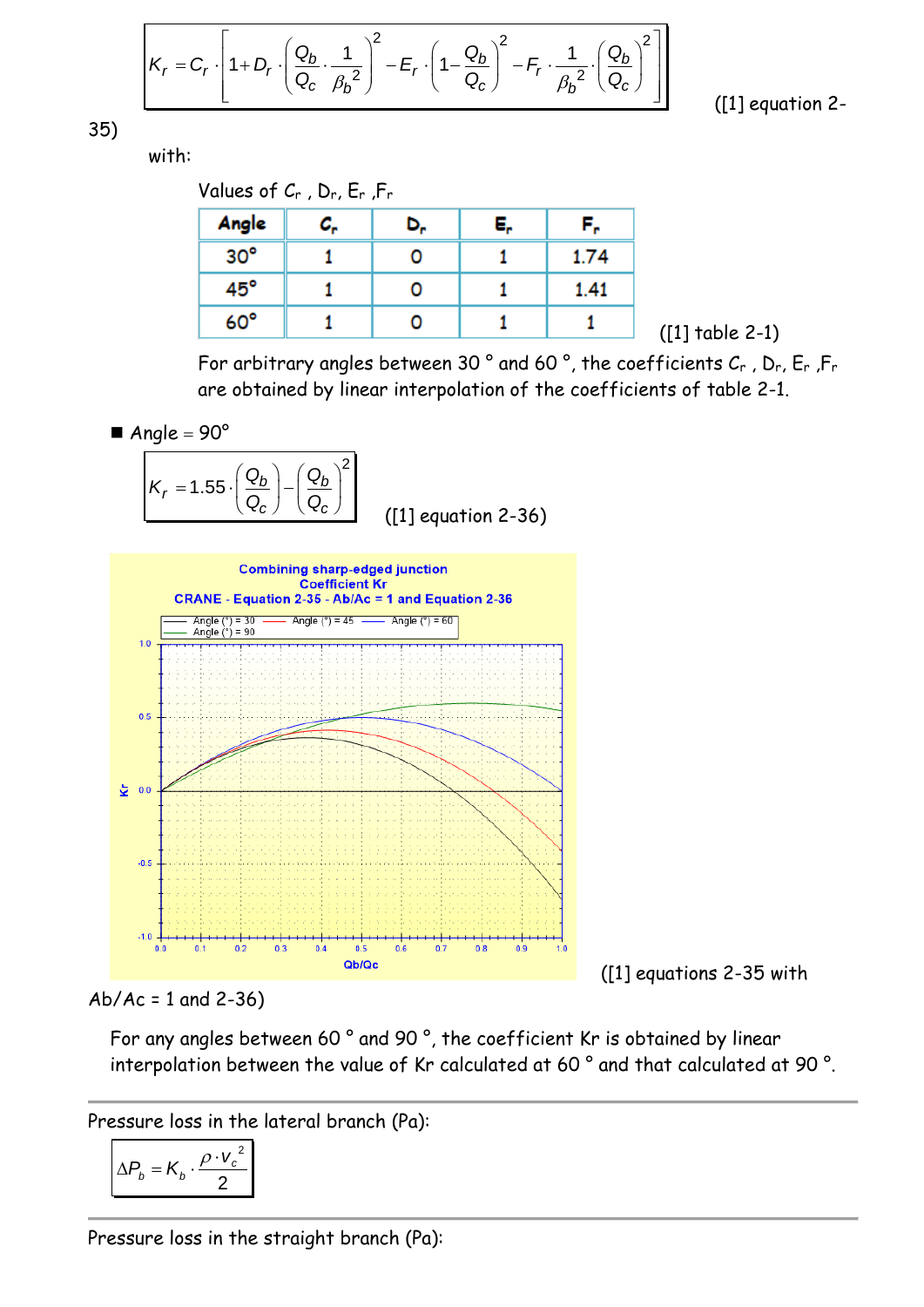$$K_r = C_r \cdot \left[ 1 + D_r \cdot \left( \frac{Q_b}{Q_c} \cdot \frac{1}{\beta_b^2} \right)^2 - E_r \cdot \left( 1 - \frac{Q_b}{Q_c} \right)^2 - F_r \cdot \frac{1}{\beta_b^2} \cdot \left( \frac{Q_b}{Q_c} \right)^2 \right]$$

([1] equation 2-35)

with:

Values of $C_r$ , $D_r$, $E_r$ ,$F_r$

| Angle | $C_r$ | $D_r$ | $E_r$ | $F_r$ |
|---|---|---|---|---|
| 30° | 1 | 0 | 1 | 1.74 |
| 45° | 1 | 0 | 1 | 1.41 |
| 60° | 1 | 0 | 1 | 1 |

([1] table 2-1)

For arbitrary angles between 30 ° and 60 °, the coefficients $C_r$ , $D_r$, $E_r$ ,$F_r$ are obtained by linear interpolation of the coefficients of table 2-1.

- Angle = 90°

$$K_r = 1.55 \cdot \left( \frac{Q_b}{Q_c} \right) - \left( \frac{Q_b}{Q_c} \right)^2$$

([1] equation 2-36)

Combining sharp-edged junction
Coefficient Kr
CRANE - Equation 2-35 - Ab/Ac = 1 and Equation 2-36

Angle (°) = 30
Angle (°) = 45
Angle (°) = 60
Angle (°) = 90

Kr

1.0
0.5
0.0
-0.5
-1.0

0.0
0.1
0.2
0.3
0.4
0.5
0.6
0.7
0.8
0.9
1.0

Qb/Qc

([1] equations 2-35 with Ab/Ac = 1 and 2-36)

For any angles between 60 ° and 90 °, the coefficient Kr is obtained by linear interpolation between the value of Kr calculated at 60 ° and that calculated at 90 °.

---

Pressure loss in the lateral branch (Pa):

$$\Delta P_b = K_b \cdot \frac{\rho \cdot v_c^2}{2}$$

---

Pressure loss in the straight branch (Pa):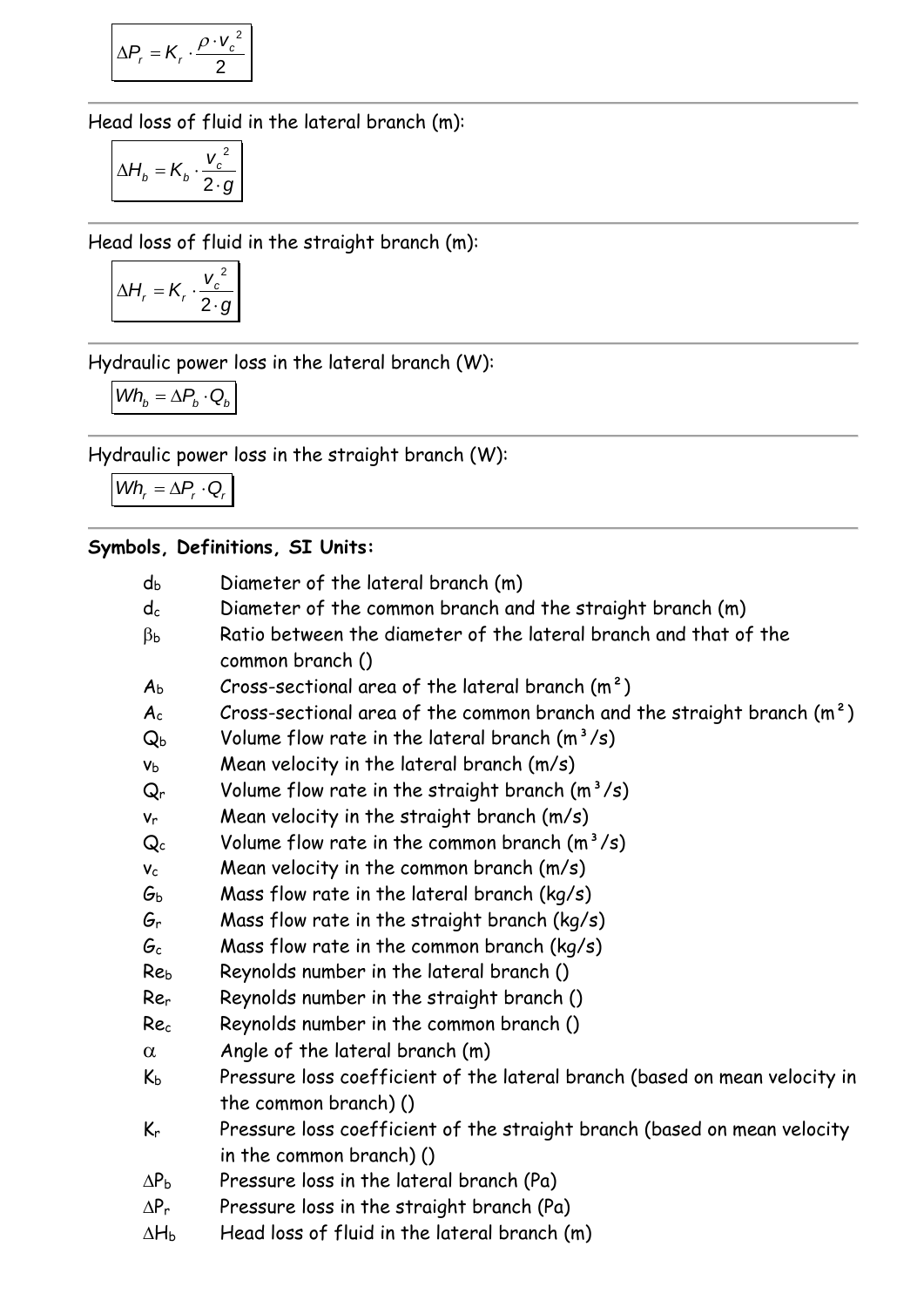$$\Delta P_r = K_r \cdot \frac{\rho \cdot v_c^2}{2}$$

Head loss of fluid in the lateral branch (m):

$$\Delta H_b = K_b \cdot \frac{v_c^2}{2 \cdot g}$$

Head loss of fluid in the straight branch (m):

$$\Delta H_r = K_r \cdot \frac{v_c^2}{2 \cdot g}$$

Hydraulic power loss in the lateral branch (W):

$$Wh_b = \Delta P_b \cdot Q_b$$

Hydraulic power loss in the straight branch (W):

$$Wh_r = \Delta P_r \cdot Q_r$$

**Symbols, Definitions, SI Units:**

| | |
|---|---|
| $d_b$ | Diameter of the lateral branch (m) |
| $d_c$ | Diameter of the common branch and the straight branch (m) |
| $\beta_b$ | Ratio between the diameter of the lateral branch and that of the common branch () |
| $A_b$ | Cross-sectional area of the lateral branch (m²) |
| $A_c$ | Cross-sectional area of the common branch and the straight branch (m²) |
| $Q_b$ | Volume flow rate in the lateral branch (m³/s) |
| $v_b$ | Mean velocity in the lateral branch (m/s) |
| $Q_r$ | Volume flow rate in the straight branch (m³/s) |
| $v_r$ | Mean velocity in the straight branch (m/s) |
| $Q_c$ | Volume flow rate in the common branch (m³/s) |
| $v_c$ | Mean velocity in the common branch (m/s) |
| $G_b$ | Mass flow rate in the lateral branch (kg/s) |
| $G_r$ | Mass flow rate in the straight branch (kg/s) |
| $G_c$ | Mass flow rate in the common branch (kg/s) |
| $Re_b$ | Reynolds number in the lateral branch () |
| $Re_r$ | Reynolds number in the straight branch () |
| $Re_c$ | Reynolds number in the common branch () |
| $\alpha$ | Angle of the lateral branch (m) |
| $K_b$ | Pressure loss coefficient of the lateral branch (based on mean velocity in the common branch) () |
| $K_r$ | Pressure loss coefficient of the straight branch (based on mean velocity in the common branch) () |
| $\Delta P_b$ | Pressure loss in the lateral branch (Pa) |
| $\Delta P_r$ | Pressure loss in the straight branch (Pa) |
| $\Delta H_b$ | Head loss of fluid in the lateral branch (m) |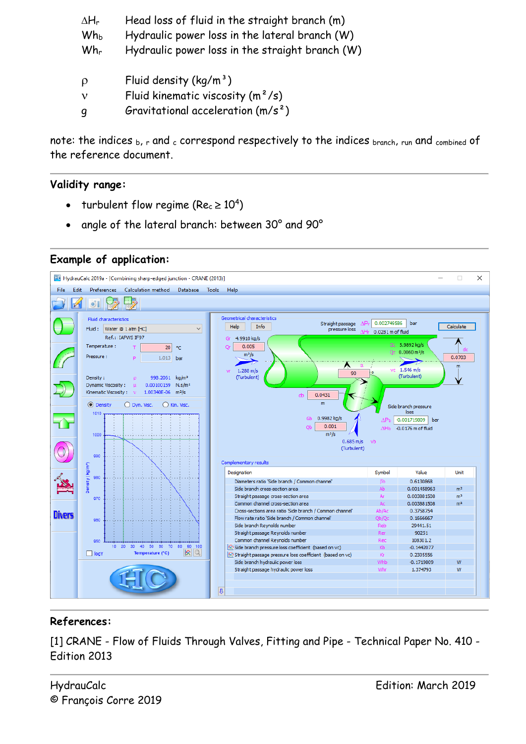| | |
|---|---|
| $\Delta H_r$ | Head loss of fluid in the straight branch (m) |
| $Wh_b$ | Hydraulic power loss in the lateral branch (W) |
| $Wh_r$ | Hydraulic power loss in the straight branch (W) |
| | |
| $\rho$ | Fluid density (kg/m³) |
| $\nu$ | Fluid kinematic viscosity (m²/s) |
| $g$ | Gravitational acceleration (m/s²) |

note: the indices $_b$, $_r$ and $_c$ correspond respectively to the indices $_{branch}$, $_{run}$ and $_{combined}$ of the reference document.

## Validity range:

- turbulent flow regime ($Re_c \geq 10^4$)
- angle of the lateral branch: between 30° and 90°

## Example of application:

HydrauCalc 2019a - [Combining sharp-edged junction - CRANE (2013)]

File Edit Preferences Calculation method Database Tools Help

Fluid characteristics

Fluid : Water @ 1 atm [HC]

Ref.: IAPWS IF97

Temperature : T 20 °C

Pressure : P 1.013 bar

Density : ρ 998.2061 kg/m³

Dynamic Viscosity : μ 0.00100159 N.s/m²

Kinematic Viscosity : ν 1.00340E-06 m²/s

Density Dyn. visc. Kin. visc.

Density (kg/m³)

1010 1000 990 980 970 960 950

10 20 30 40 50 60 70 80 90 100

Temperature (°C)

logY

Geometrical characteristics

Help Info

Straight passage pressure loss ΔPr 0.002749536 bar ΔHr 0.0281 m of fluid

Calculate

Gr 4.9910 kg/s

Qr 0.005 m³/s

vr 1.288 m/s (Turbulent)

Gc 5.9892 kg/s

Qc 0.0060 m³/s

vc 1.546 m/s (Turbulent)

dc 0.0703 m

α 90 °

db 0.0431 m

Side branch pressure loss ΔPb -0.001719809 bar ΔHb -0.0176 m of fluid

Gb 0.9982 kg/s

Qb 0.001 m³/s

0.685 m/s vb (Turbulent)

Complementary results

| Designation | Symbol | Value | Unit |
|---|---|---|---|
| Diameters ratio 'Side branch / Common channel' | βb | 0.6130868 | |
| Side branch cross-section area | Ab | 0.001458963 | m² |
| Straight passage cross-section area | Ar | 0.003881508 | m² |
| Common channel cross-section area | Ac | 0.003881508 | m² |
| Cross-sections area ratio 'Side branch / Common channel' | Ab/Ac | 0.3758754 | |
| Flow rate ratio 'Side branch / Common channel' | Qb/Qc | 0.1666667 | |
| Side branch Reynolds number | Reb | 29441.51 | |
| Straight passage Reynolds number | Rer | 90251 | |
| Common channel Reynolds number | Rec | 108301.2 | |
| Side branch pressure loss coefficient (based on vc) | Kb | -0.1442077 | |
| Straight passage pressure loss coefficient (based on vc) | Kr | 0.2305556 | |
| Side branch hydraulic power loss | Whb | -0.1719809 | W |
| Straight passage hydraulic power loss | Whr | 1.374793 | W |

## References:

[1] CRANE - Flow of Fluids Through Valves, Fitting and Pipe - Technical Paper No. 410 - Edition 2013

HydrauCalc Edition: March 2019

© François Corre 2019